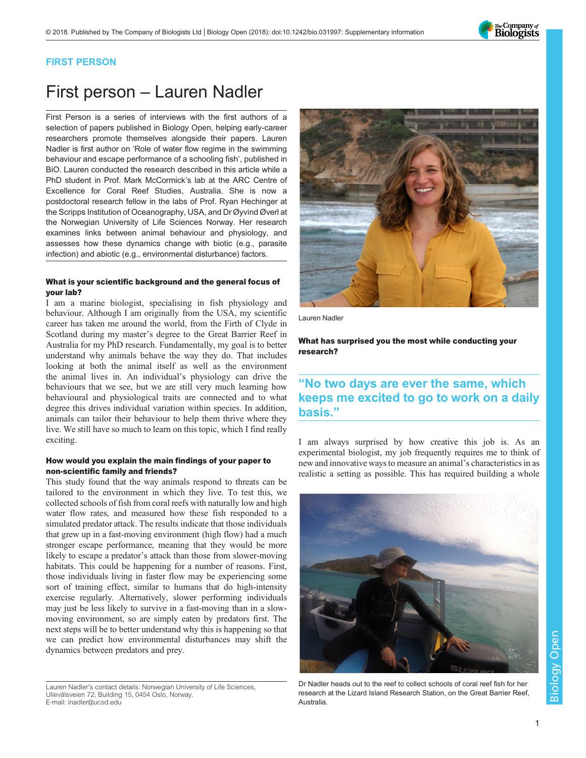FIRST PERSON

# First person – Lauren Nadler

First Person is a series of interviews with the first authors of a selection of papers published in Biology Open, helping early-career researchers promote themselves alongside their papers. Lauren Nadler is first author on 'Role of water flow regime in the swimming behaviour and escape performance of a schooling fish', published in BiO. Lauren conducted the research described in this article while a PhD student in Prof. Mark McCormick's lab at the ARC Centre of Excellence for Coral Reef Studies, Australia. She is now a postdoctoral research fellow in the labs of Prof. Ryan Hechinger at the Scripps Institution of Oceanography, USA, and Dr Øyvind Øverl at the Norwegian University of Life Sciences Norway. Her research examines links between animal behaviour and physiology, and assesses how these dynamics change with biotic (e.g., parasite infection) and abiotic (e.g., environmental disturbance) factors.

Lauren Nadler

### What is your scientific background and the general focus of your lab?

I am a marine biologist, specialising in fish physiology and behaviour. Although I am originally from the USA, my scientific career has taken me around the world, from the Firth of Clyde in Scotland during my master's degree to the Great Barrier Reef in Australia for my PhD research. Fundamentally, my goal is to better understand why animals behave the way they do. That includes looking at both the animal itself as well as the environment the animal lives in. An individual's physiology can drive the behaviours that we see, but we are still very much learning how behavioural and physiological traits are connected and to what degree this drives individual variation within species. In addition, animals can tailor their behaviour to help them thrive where they live. We still have so much to learn on this topic, which I find really exciting.

### How would you explain the main findings of your paper to non-scientific family and friends?

This study found that the way animals respond to threats can be tailored to the environment in which they live. To test this, we collected schools of fish from coral reefs with naturally low and high water flow rates, and measured how these fish responded to a simulated predator attack. The results indicate that those individuals that grew up in a fast-moving environment (high flow) had a much stronger escape performance, meaning that they would be more likely to escape a predator's attack than those from slower-moving habitats. This could be happening for a number of reasons. First, those individuals living in faster flow may be experiencing some sort of training effect, similar to humans that do high-intensity exercise regularly. Alternatively, slower performing individuals may just be less likely to survive in a fast-moving than in a slow-moving environment, so are simply eaten by predators first. The next steps will be to better understand why this is happening so that we can predict how environmental disturbances may shift the dynamics between predators and prey.

### What has surprised you the most while conducting your research?

> "No two days are ever the same, which keeps me excited to go to work on a daily basis."

I am always surprised by how creative this job is. As an experimental biologist, my job frequently requires me to think of new and innovative ways to measure an animal's characteristics in as realistic a setting as possible. This has required building a whole

Dr Nadler heads out to the reef to collect schools of coral reef fish for her research at the Lizard Island Research Station, on the Great Barrier Reef, Australia.

Lauren Nadler's contact details: Norwegian University of Life Sciences, Ullevålsveien 72, Building 15, 0454 Oslo, Norway.
E-mail: lnadler@ucsd.edu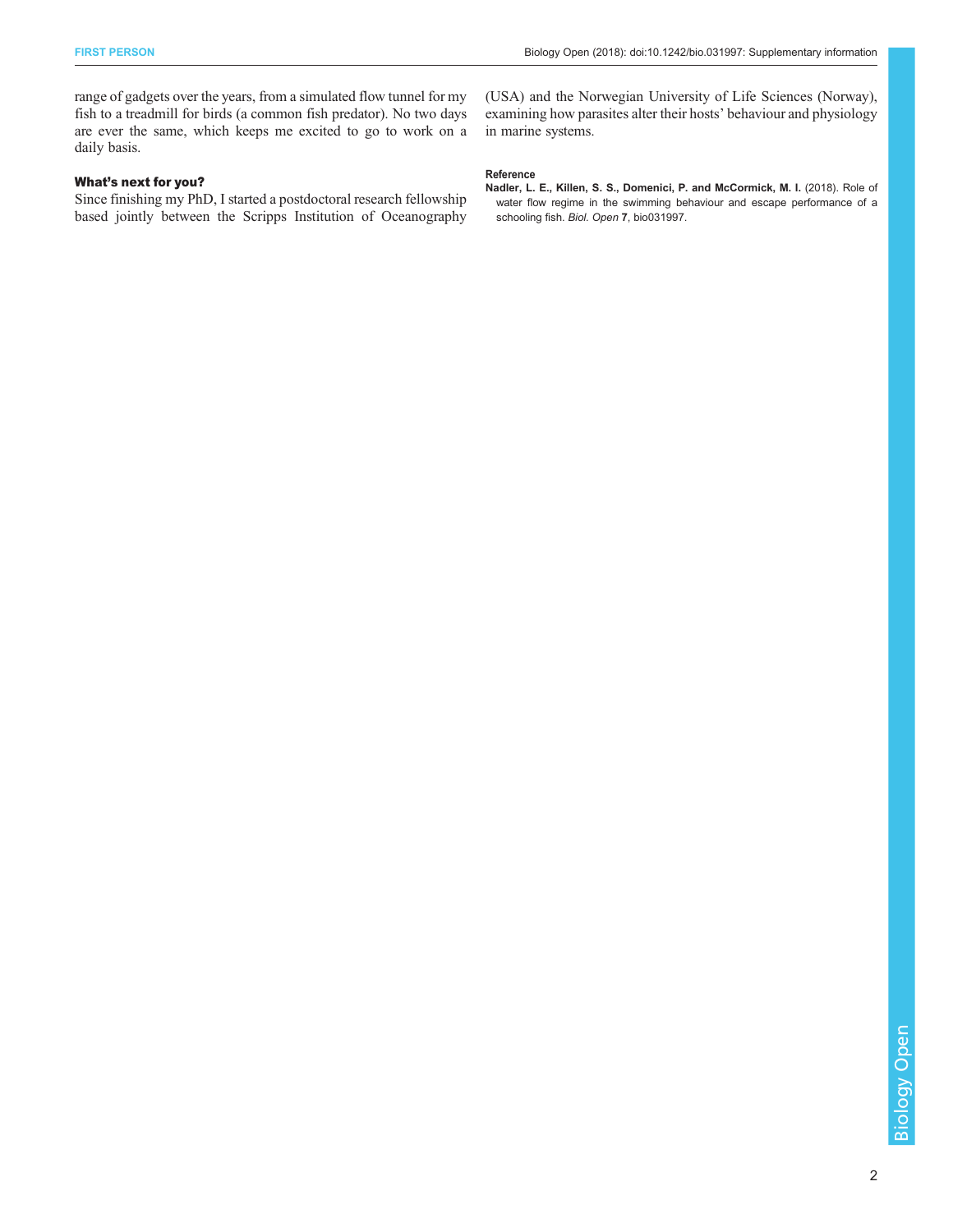range of gadgets over the years, from a simulated flow tunnel for my fish to a treadmill for birds (a common fish predator). No two days are ever the same, which keeps me excited to go to work on a daily basis.

### What's next for you?

Since finishing my PhD, I started a postdoctoral research fellowship based jointly between the Scripps Institution of Oceanography (USA) and the Norwegian University of Life Sciences (Norway), examining how parasites alter their hosts' behaviour and physiology in marine systems.

#### Reference

**Nadler, L. E., Killen, S. S., Domenici, P. and McCormick, M. I.** (2018). Role of water flow regime in the swimming behaviour and escape performance of a schooling fish. *Biol. Open* **7**, bio031997.